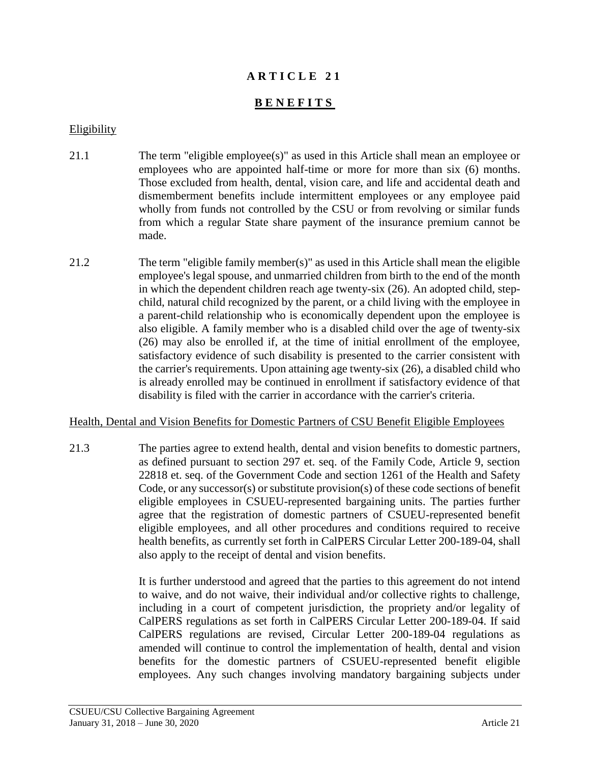# ARTICLE 21

## BENEFITS

### Eligibility

21.1 The term "eligible employee(s)" as used in this Article shall mean an employee or employees who are appointed half-time or more for more than six (6) months. Those excluded from health, dental, vision care, and life and accidental death and dismemberment benefits include intermittent employees or any employee paid wholly from funds not controlled by the CSU or from revolving or similar funds from which a regular State share payment of the insurance premium cannot be made.

21.2 The term "eligible family member(s)" as used in this Article shall mean the eligible employee's legal spouse, and unmarried children from birth to the end of the month in which the dependent children reach age twenty-six (26). An adopted child, step-child, natural child recognized by the parent, or a child living with the employee in a parent-child relationship who is economically dependent upon the employee is also eligible. A family member who is a disabled child over the age of twenty-six (26) may also be enrolled if, at the time of initial enrollment of the employee, satisfactory evidence of such disability is presented to the carrier consistent with the carrier's requirements. Upon attaining age twenty-six (26), a disabled child who is already enrolled may be continued in enrollment if satisfactory evidence of that disability is filed with the carrier in accordance with the carrier's criteria.

### Health, Dental and Vision Benefits for Domestic Partners of CSU Benefit Eligible Employees

21.3 The parties agree to extend health, dental and vision benefits to domestic partners, as defined pursuant to section 297 et. seq. of the Family Code, Article 9, section 22818 et. seq. of the Government Code and section 1261 of the Health and Safety Code, or any successor(s) or substitute provision(s) of these code sections of benefit eligible employees in CSUEU-represented bargaining units. The parties further agree that the registration of domestic partners of CSUEU-represented benefit eligible employees, and all other procedures and conditions required to receive health benefits, as currently set forth in CalPERS Circular Letter 200-189-04, shall also apply to the receipt of dental and vision benefits.

It is further understood and agreed that the parties to this agreement do not intend to waive, and do not waive, their individual and/or collective rights to challenge, including in a court of competent jurisdiction, the propriety and/or legality of CalPERS regulations as set forth in CalPERS Circular Letter 200-189-04. If said CalPERS regulations are revised, Circular Letter 200-189-04 regulations as amended will continue to control the implementation of health, dental and vision benefits for the domestic partners of CSUEU-represented benefit eligible employees. Any such changes involving mandatory bargaining subjects under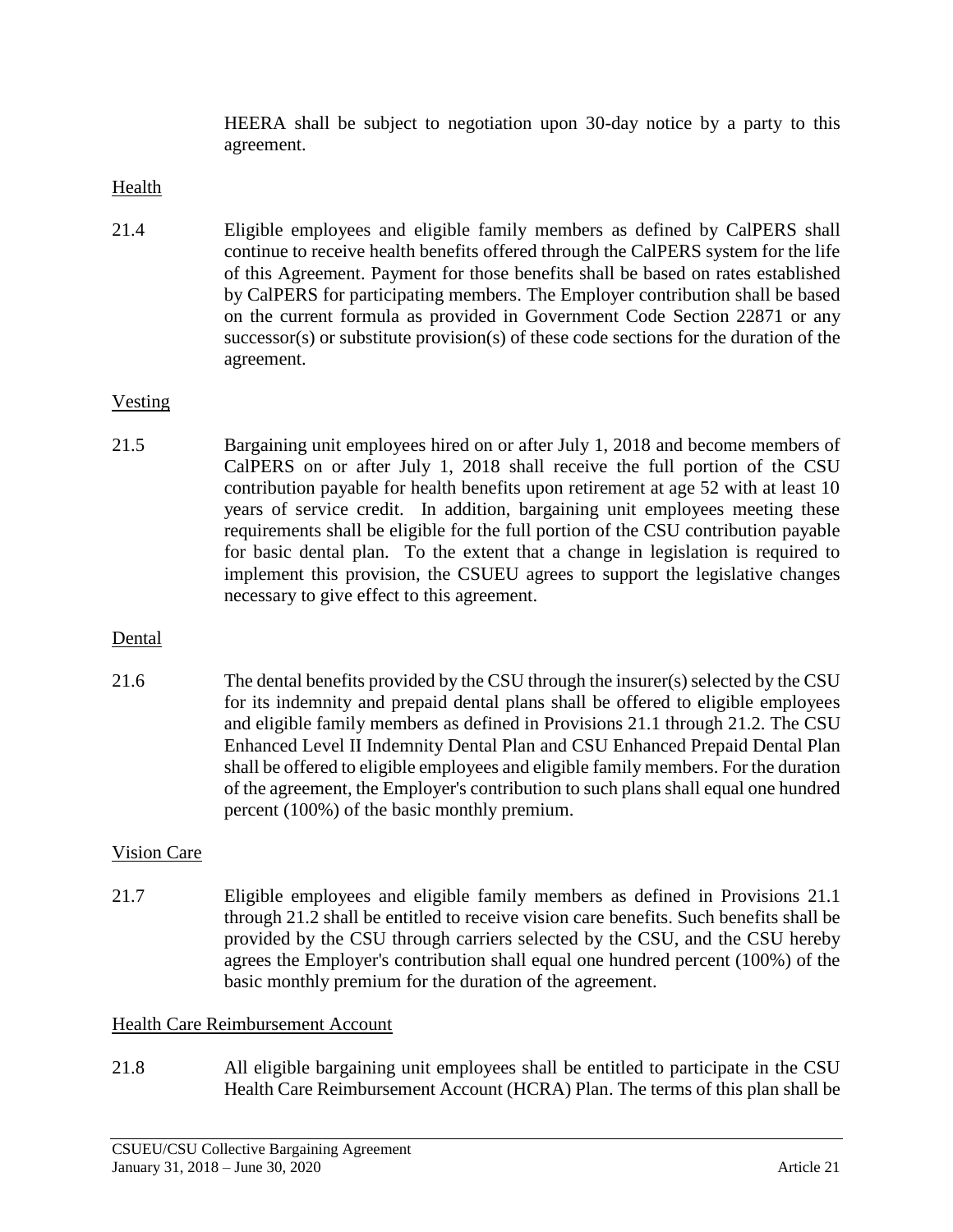HEERA shall be subject to negotiation upon 30-day notice by a party to this agreement.

Health

21.4 Eligible employees and eligible family members as defined by CalPERS shall continue to receive health benefits offered through the CalPERS system for the life of this Agreement. Payment for those benefits shall be based on rates established by CalPERS for participating members. The Employer contribution shall be based on the current formula as provided in Government Code Section 22871 or any successor(s) or substitute provision(s) of these code sections for the duration of the agreement.

Vesting

21.5 Bargaining unit employees hired on or after July 1, 2018 and become members of CalPERS on or after July 1, 2018 shall receive the full portion of the CSU contribution payable for health benefits upon retirement at age 52 with at least 10 years of service credit. In addition, bargaining unit employees meeting these requirements shall be eligible for the full portion of the CSU contribution payable for basic dental plan. To the extent that a change in legislation is required to implement this provision, the CSUEU agrees to support the legislative changes necessary to give effect to this agreement.

Dental

21.6 The dental benefits provided by the CSU through the insurer(s) selected by the CSU for its indemnity and prepaid dental plans shall be offered to eligible employees and eligible family members as defined in Provisions 21.1 through 21.2. The CSU Enhanced Level II Indemnity Dental Plan and CSU Enhanced Prepaid Dental Plan shall be offered to eligible employees and eligible family members. For the duration of the agreement, the Employer's contribution to such plans shall equal one hundred percent (100%) of the basic monthly premium.

Vision Care

21.7 Eligible employees and eligible family members as defined in Provisions 21.1 through 21.2 shall be entitled to receive vision care benefits. Such benefits shall be provided by the CSU through carriers selected by the CSU, and the CSU hereby agrees the Employer's contribution shall equal one hundred percent (100%) of the basic monthly premium for the duration of the agreement.

Health Care Reimbursement Account

21.8 All eligible bargaining unit employees shall be entitled to participate in the CSU Health Care Reimbursement Account (HCRA) Plan. The terms of this plan shall be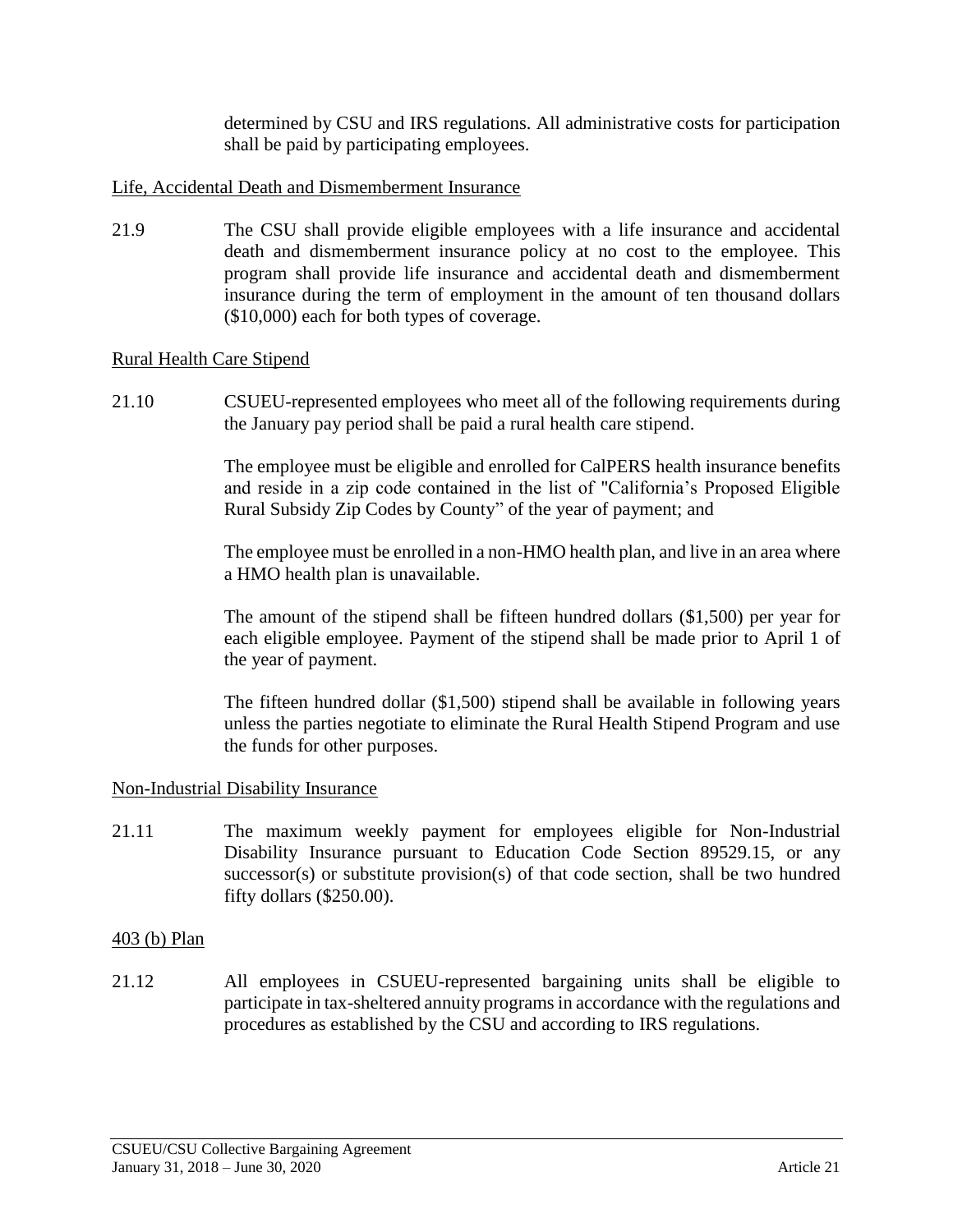determined by CSU and IRS regulations. All administrative costs for participation shall be paid by participating employees.

Life, Accidental Death and Dismemberment Insurance

21.9 The CSU shall provide eligible employees with a life insurance and accidental death and dismemberment insurance policy at no cost to the employee. This program shall provide life insurance and accidental death and dismemberment insurance during the term of employment in the amount of ten thousand dollars ($10,000) each for both types of coverage.

Rural Health Care Stipend

21.10 CSUEU-represented employees who meet all of the following requirements during the January pay period shall be paid a rural health care stipend.

The employee must be eligible and enrolled for CalPERS health insurance benefits and reside in a zip code contained in the list of "California's Proposed Eligible Rural Subsidy Zip Codes by County" of the year of payment; and

The employee must be enrolled in a non-HMO health plan, and live in an area where a HMO health plan is unavailable.

The amount of the stipend shall be fifteen hundred dollars ($1,500) per year for each eligible employee. Payment of the stipend shall be made prior to April 1 of the year of payment.

The fifteen hundred dollar ($1,500) stipend shall be available in following years unless the parties negotiate to eliminate the Rural Health Stipend Program and use the funds for other purposes.

Non-Industrial Disability Insurance

21.11 The maximum weekly payment for employees eligible for Non-Industrial Disability Insurance pursuant to Education Code Section 89529.15, or any successor(s) or substitute provision(s) of that code section, shall be two hundred fifty dollars ($250.00).

403 (b) Plan

21.12 All employees in CSUEU-represented bargaining units shall be eligible to participate in tax-sheltered annuity programs in accordance with the regulations and procedures as established by the CSU and according to IRS regulations.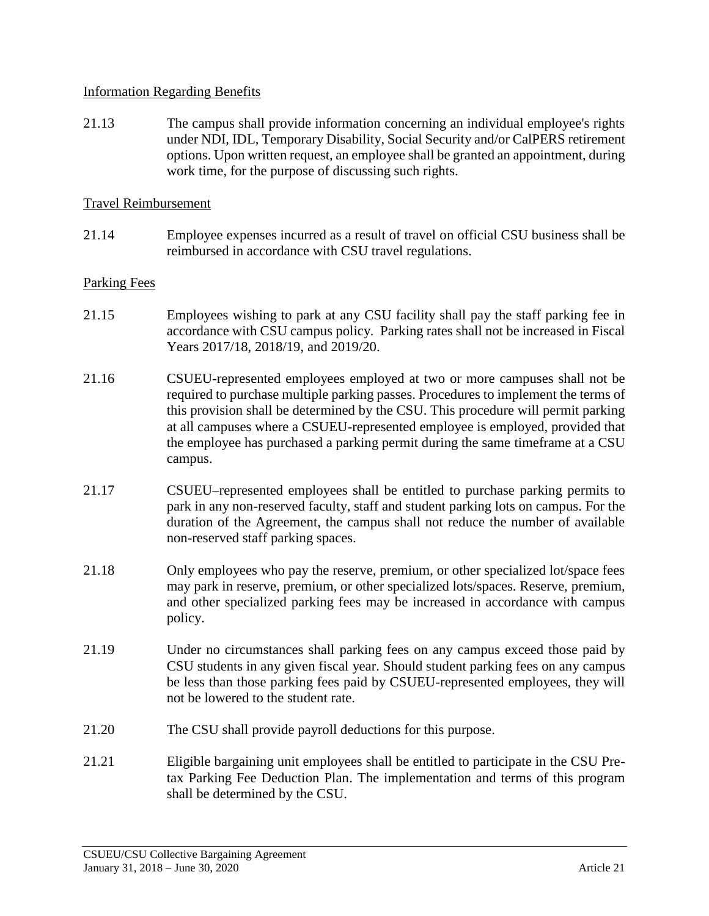Information Regarding Benefits

21.13 The campus shall provide information concerning an individual employee's rights under NDI, IDL, Temporary Disability, Social Security and/or CalPERS retirement options. Upon written request, an employee shall be granted an appointment, during work time, for the purpose of discussing such rights.

Travel Reimbursement

21.14 Employee expenses incurred as a result of travel on official CSU business shall be reimbursed in accordance with CSU travel regulations.

Parking Fees

21.15 Employees wishing to park at any CSU facility shall pay the staff parking fee in accordance with CSU campus policy. Parking rates shall not be increased in Fiscal Years 2017/18, 2018/19, and 2019/20.

21.16 CSUEU-represented employees employed at two or more campuses shall not be required to purchase multiple parking passes. Procedures to implement the terms of this provision shall be determined by the CSU. This procedure will permit parking at all campuses where a CSUEU-represented employee is employed, provided that the employee has purchased a parking permit during the same timeframe at a CSU campus.

21.17 CSUEU–represented employees shall be entitled to purchase parking permits to park in any non-reserved faculty, staff and student parking lots on campus. For the duration of the Agreement, the campus shall not reduce the number of available non-reserved staff parking spaces.

21.18 Only employees who pay the reserve, premium, or other specialized lot/space fees may park in reserve, premium, or other specialized lots/spaces. Reserve, premium, and other specialized parking fees may be increased in accordance with campus policy.

21.19 Under no circumstances shall parking fees on any campus exceed those paid by CSU students in any given fiscal year. Should student parking fees on any campus be less than those parking fees paid by CSUEU-represented employees, they will not be lowered to the student rate.

21.20 The CSU shall provide payroll deductions for this purpose.

21.21 Eligible bargaining unit employees shall be entitled to participate in the CSU Pre-tax Parking Fee Deduction Plan. The implementation and terms of this program shall be determined by the CSU.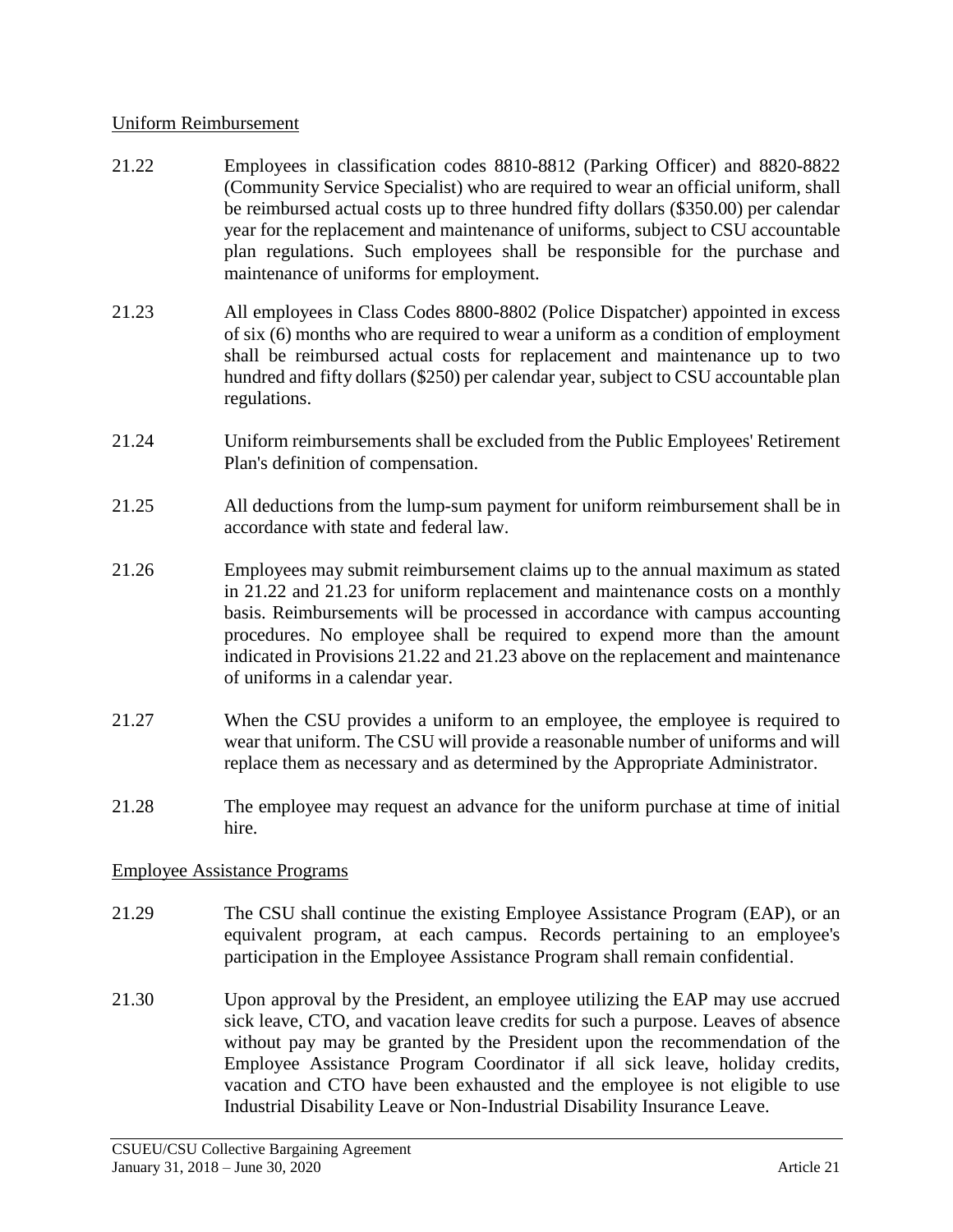## Uniform Reimbursement

21.22 Employees in classification codes 8810-8812 (Parking Officer) and 8820-8822 (Community Service Specialist) who are required to wear an official uniform, shall be reimbursed actual costs up to three hundred fifty dollars ($350.00) per calendar year for the replacement and maintenance of uniforms, subject to CSU accountable plan regulations. Such employees shall be responsible for the purchase and maintenance of uniforms for employment.

21.23 All employees in Class Codes 8800-8802 (Police Dispatcher) appointed in excess of six (6) months who are required to wear a uniform as a condition of employment shall be reimbursed actual costs for replacement and maintenance up to two hundred and fifty dollars ($250) per calendar year, subject to CSU accountable plan regulations.

21.24 Uniform reimbursements shall be excluded from the Public Employees' Retirement Plan's definition of compensation.

21.25 All deductions from the lump-sum payment for uniform reimbursement shall be in accordance with state and federal law.

21.26 Employees may submit reimbursement claims up to the annual maximum as stated in 21.22 and 21.23 for uniform replacement and maintenance costs on a monthly basis. Reimbursements will be processed in accordance with campus accounting procedures. No employee shall be required to expend more than the amount indicated in Provisions 21.22 and 21.23 above on the replacement and maintenance of uniforms in a calendar year.

21.27 When the CSU provides a uniform to an employee, the employee is required to wear that uniform. The CSU will provide a reasonable number of uniforms and will replace them as necessary and as determined by the Appropriate Administrator.

21.28 The employee may request an advance for the uniform purchase at time of initial hire.

## Employee Assistance Programs

21.29 The CSU shall continue the existing Employee Assistance Program (EAP), or an equivalent program, at each campus. Records pertaining to an employee's participation in the Employee Assistance Program shall remain confidential.

21.30 Upon approval by the President, an employee utilizing the EAP may use accrued sick leave, CTO, and vacation leave credits for such a purpose. Leaves of absence without pay may be granted by the President upon the recommendation of the Employee Assistance Program Coordinator if all sick leave, holiday credits, vacation and CTO have been exhausted and the employee is not eligible to use Industrial Disability Leave or Non-Industrial Disability Insurance Leave.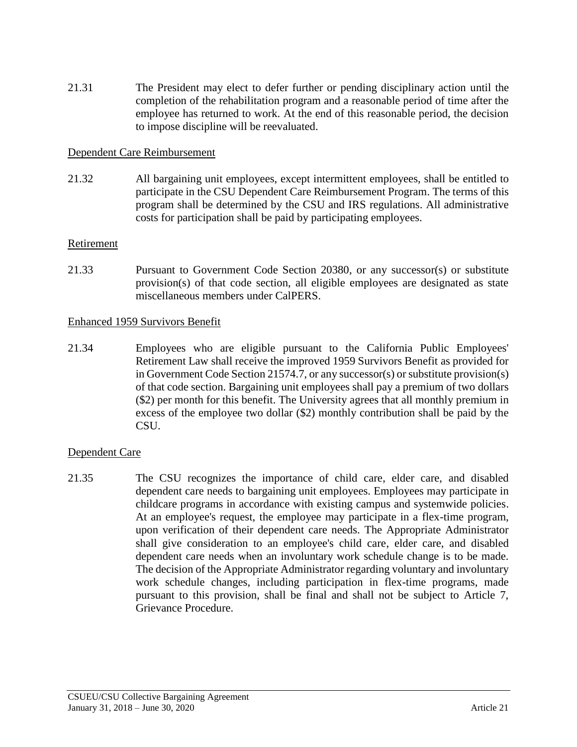21.31 The President may elect to defer further or pending disciplinary action until the completion of the rehabilitation program and a reasonable period of time after the employee has returned to work. At the end of this reasonable period, the decision to impose discipline will be reevaluated.

Dependent Care Reimbursement

21.32 All bargaining unit employees, except intermittent employees, shall be entitled to participate in the CSU Dependent Care Reimbursement Program. The terms of this program shall be determined by the CSU and IRS regulations. All administrative costs for participation shall be paid by participating employees.

Retirement

21.33 Pursuant to Government Code Section 20380, or any successor(s) or substitute provision(s) of that code section, all eligible employees are designated as state miscellaneous members under CalPERS.

Enhanced 1959 Survivors Benefit

21.34 Employees who are eligible pursuant to the California Public Employees' Retirement Law shall receive the improved 1959 Survivors Benefit as provided for in Government Code Section 21574.7, or any successor(s) or substitute provision(s) of that code section. Bargaining unit employees shall pay a premium of two dollars ($2) per month for this benefit. The University agrees that all monthly premium in excess of the employee two dollar ($2) monthly contribution shall be paid by the CSU.

Dependent Care

21.35 The CSU recognizes the importance of child care, elder care, and disabled dependent care needs to bargaining unit employees. Employees may participate in childcare programs in accordance with existing campus and systemwide policies. At an employee's request, the employee may participate in a flex-time program, upon verification of their dependent care needs. The Appropriate Administrator shall give consideration to an employee's child care, elder care, and disabled dependent care needs when an involuntary work schedule change is to be made. The decision of the Appropriate Administrator regarding voluntary and involuntary work schedule changes, including participation in flex-time programs, made pursuant to this provision, shall be final and shall not be subject to Article 7, Grievance Procedure.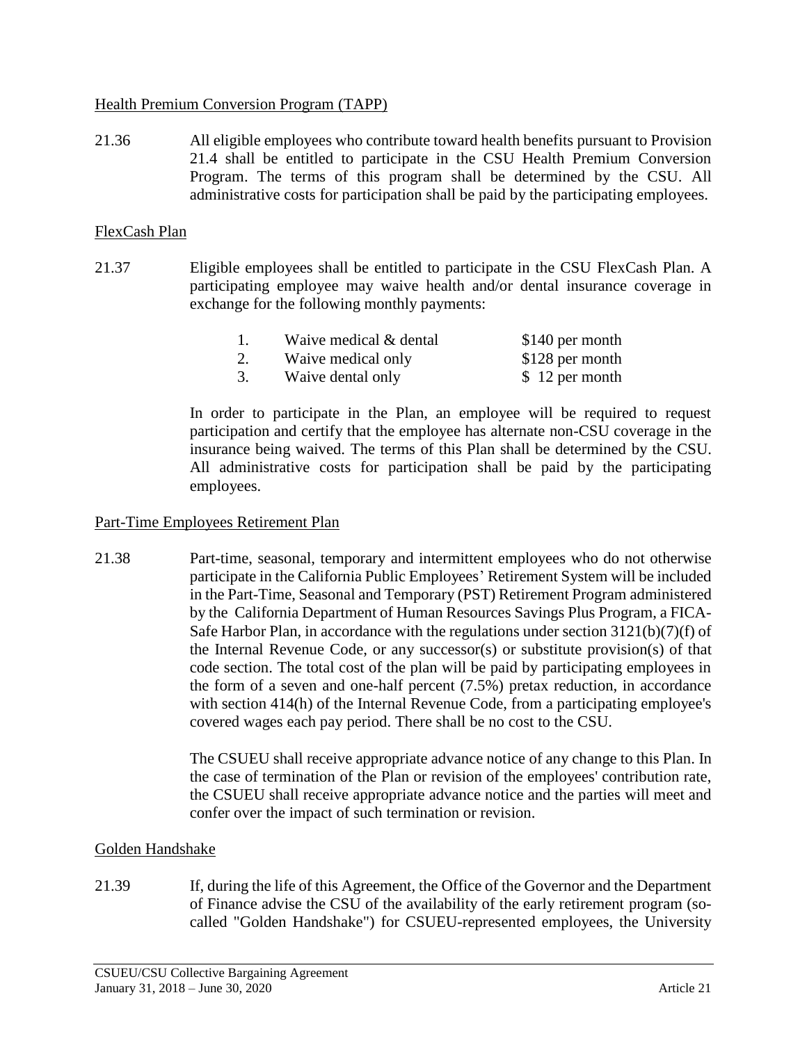## Health Premium Conversion Program (TAPP)

21.36 All eligible employees who contribute toward health benefits pursuant to Provision 21.4 shall be entitled to participate in the CSU Health Premium Conversion Program. The terms of this program shall be determined by the CSU. All administrative costs for participation shall be paid by the participating employees.

## FlexCash Plan

21.37 Eligible employees shall be entitled to participate in the CSU FlexCash Plan. A participating employee may waive health and/or dental insurance coverage in exchange for the following monthly payments:

| | | |
|---|---|---|
| 1. | Waive medical & dental | $140 per month |
| 2. | Waive medical only | $128 per month |
| 3. | Waive dental only | $ 12 per month |

In order to participate in the Plan, an employee will be required to request participation and certify that the employee has alternate non-CSU coverage in the insurance being waived. The terms of this Plan shall be determined by the CSU. All administrative costs for participation shall be paid by the participating employees.

## Part-Time Employees Retirement Plan

21.38 Part-time, seasonal, temporary and intermittent employees who do not otherwise participate in the California Public Employees' Retirement System will be included in the Part-Time, Seasonal and Temporary (PST) Retirement Program administered by the California Department of Human Resources Savings Plus Program, a FICA-Safe Harbor Plan, in accordance with the regulations under section 3121(b)(7)(f) of the Internal Revenue Code, or any successor(s) or substitute provision(s) of that code section. The total cost of the plan will be paid by participating employees in the form of a seven and one-half percent (7.5%) pretax reduction, in accordance with section 414(h) of the Internal Revenue Code, from a participating employee's covered wages each pay period. There shall be no cost to the CSU.

The CSUEU shall receive appropriate advance notice of any change to this Plan. In the case of termination of the Plan or revision of the employees' contribution rate, the CSUEU shall receive appropriate advance notice and the parties will meet and confer over the impact of such termination or revision.

## Golden Handshake

21.39 If, during the life of this Agreement, the Office of the Governor and the Department of Finance advise the CSU of the availability of the early retirement program (so-called "Golden Handshake") for CSUEU-represented employees, the University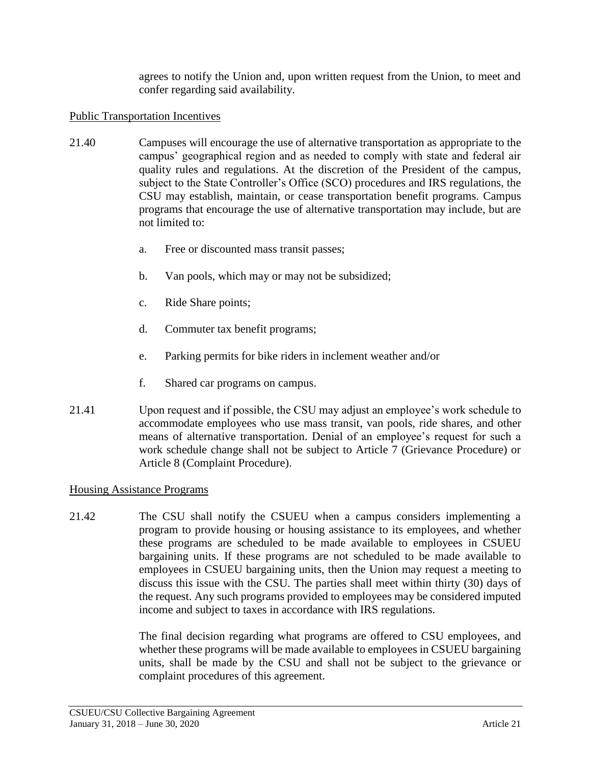agrees to notify the Union and, upon written request from the Union, to meet and confer regarding said availability.

Public Transportation Incentives

21.40 Campuses will encourage the use of alternative transportation as appropriate to the campus' geographical region and as needed to comply with state and federal air quality rules and regulations. At the discretion of the President of the campus, subject to the State Controller's Office (SCO) procedures and IRS regulations, the CSU may establish, maintain, or cease transportation benefit programs. Campus programs that encourage the use of alternative transportation may include, but are not limited to:

a. Free or discounted mass transit passes;

b. Van pools, which may or may not be subsidized;

c. Ride Share points;

d. Commuter tax benefit programs;

e. Parking permits for bike riders in inclement weather and/or

f. Shared car programs on campus.

21.41 Upon request and if possible, the CSU may adjust an employee's work schedule to accommodate employees who use mass transit, van pools, ride shares, and other means of alternative transportation. Denial of an employee's request for such a work schedule change shall not be subject to Article 7 (Grievance Procedure) or Article 8 (Complaint Procedure).

Housing Assistance Programs

21.42 The CSU shall notify the CSUEU when a campus considers implementing a program to provide housing or housing assistance to its employees, and whether these programs are scheduled to be made available to employees in CSUEU bargaining units. If these programs are not scheduled to be made available to employees in CSUEU bargaining units, then the Union may request a meeting to discuss this issue with the CSU. The parties shall meet within thirty (30) days of the request. Any such programs provided to employees may be considered imputed income and subject to taxes in accordance with IRS regulations.

The final decision regarding what programs are offered to CSU employees, and whether these programs will be made available to employees in CSUEU bargaining units, shall be made by the CSU and shall not be subject to the grievance or complaint procedures of this agreement.